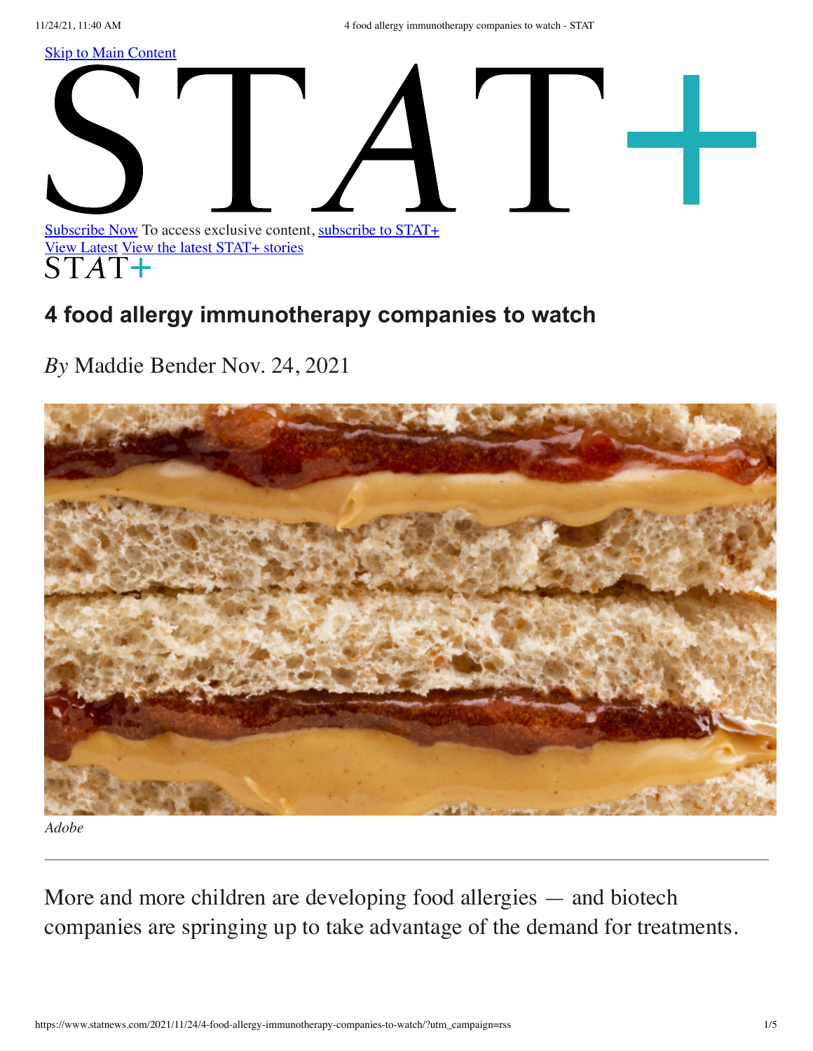[Skip to Main Content](#)

STAT+

[Subscribe Now](#) To access exclusive content, [subscribe to STAT+](#)
[View Latest](#) [View the latest STAT+ stories](#)

STAT+

# 4 food allergy immunotherapy companies to watch

*By* Maddie Bender Nov. 24, 2021

*Adobe*

---

More and more children are developing food allergies — and biotech companies are springing up to take advantage of the demand for treatments.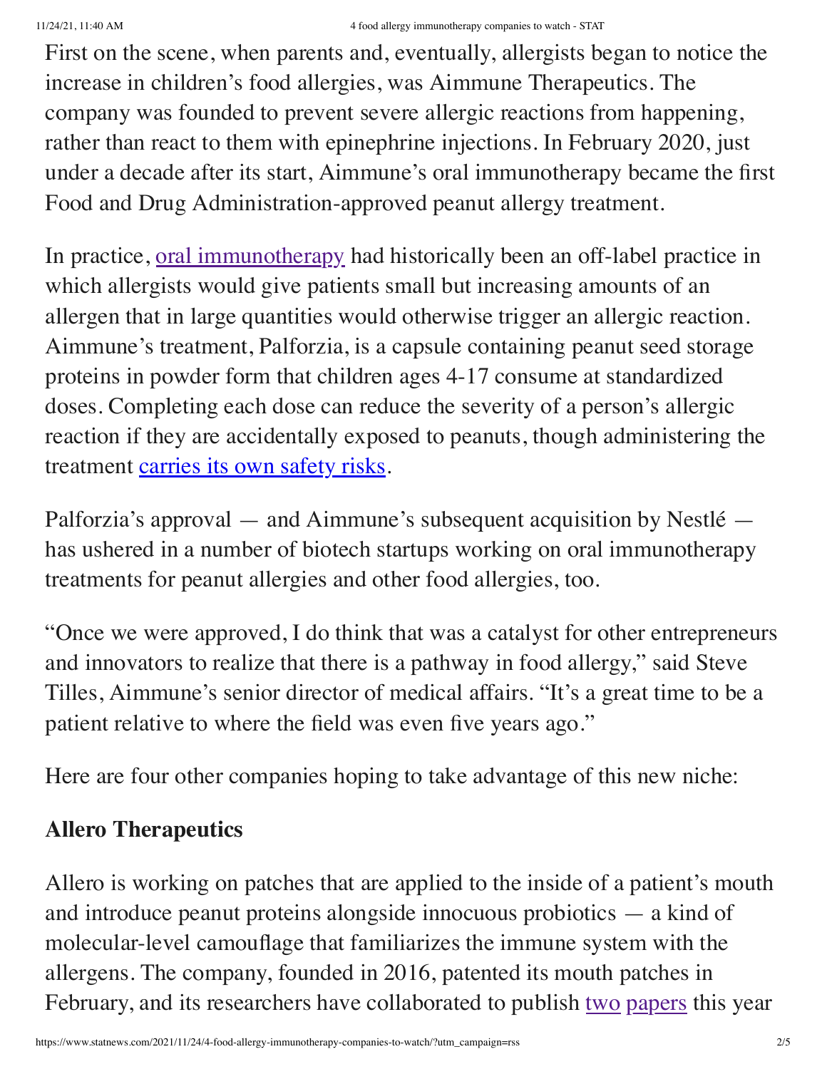First on the scene, when parents and, eventually, allergists began to notice the increase in children's food allergies, was Aimmune Therapeutics. The company was founded to prevent severe allergic reactions from happening, rather than react to them with epinephrine injections. In February 2020, just under a decade after its start, Aimmune's oral immunotherapy became the first Food and Drug Administration-approved peanut allergy treatment.

In practice, oral immunotherapy had historically been an off-label practice in which allergists would give patients small but increasing amounts of an allergen that in large quantities would otherwise trigger an allergic reaction. Aimmune's treatment, Palforzia, is a capsule containing peanut seed storage proteins in powder form that children ages 4-17 consume at standardized doses. Completing each dose can reduce the severity of a person's allergic reaction if they are accidentally exposed to peanuts, though administering the treatment carries its own safety risks.

Palforzia's approval — and Aimmune's subsequent acquisition by Nestlé — has ushered in a number of biotech startups working on oral immunotherapy treatments for peanut allergies and other food allergies, too.

"Once we were approved, I do think that was a catalyst for other entrepreneurs and innovators to realize that there is a pathway in food allergy," said Steve Tilles, Aimmune's senior director of medical affairs. "It's a great time to be a patient relative to where the field was even five years ago."

Here are four other companies hoping to take advantage of this new niche:

## Allero Therapeutics

Allero is working on patches that are applied to the inside of a patient's mouth and introduce peanut proteins alongside innocuous probiotics — a kind of molecular-level camouflage that familiarizes the immune system with the allergens. The company, founded in 2016, patented its mouth patches in February, and its researchers have collaborated to publish two papers this year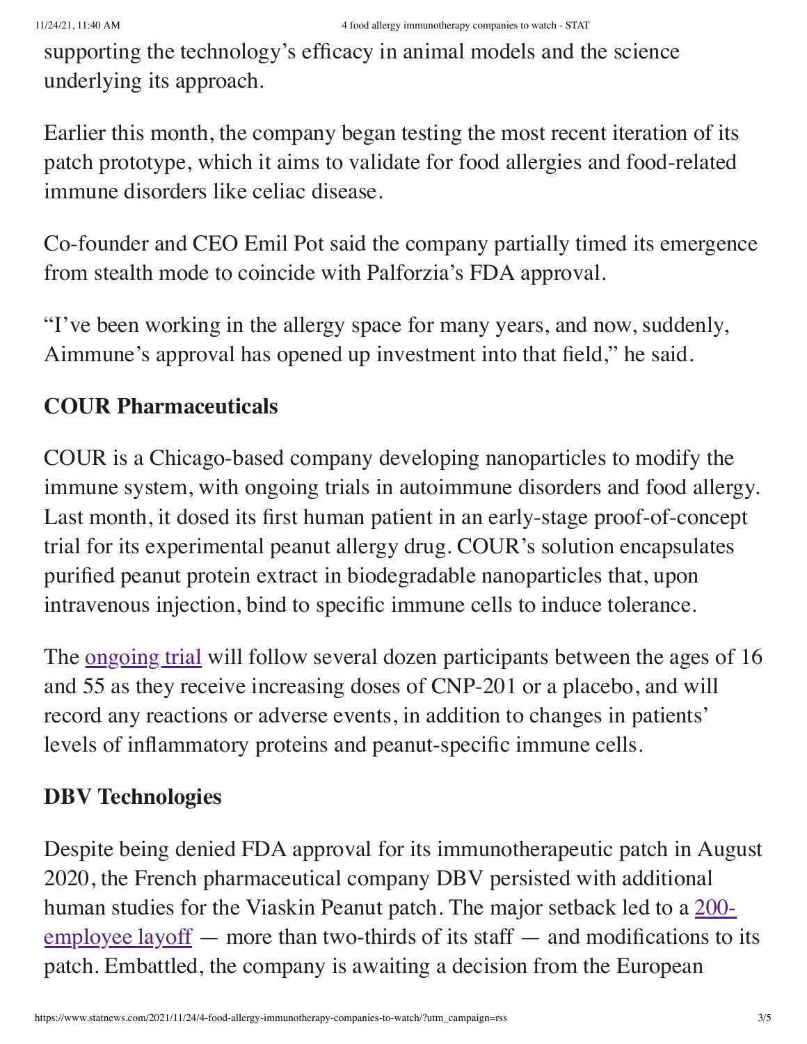supporting the technology's efficacy in animal models and the science underlying its approach.

Earlier this month, the company began testing the most recent iteration of its patch prototype, which it aims to validate for food allergies and food-related immune disorders like celiac disease.

Co-founder and CEO Emil Pot said the company partially timed its emergence from stealth mode to coincide with Palforzia's FDA approval.

"I've been working in the allergy space for many years, and now, suddenly, Aimmune's approval has opened up investment into that field," he said.

## COUR Pharmaceuticals

COUR is a Chicago-based company developing nanoparticles to modify the immune system, with ongoing trials in autoimmune disorders and food allergy. Last month, it dosed its first human patient in an early-stage proof-of-concept trial for its experimental peanut allergy drug. COUR's solution encapsulates purified peanut protein extract in biodegradable nanoparticles that, upon intravenous injection, bind to specific immune cells to induce tolerance.

The ongoing trial will follow several dozen participants between the ages of 16 and 55 as they receive increasing doses of CNP-201 or a placebo, and will record any reactions or adverse events, in addition to changes in patients' levels of inflammatory proteins and peanut-specific immune cells.

## DBV Technologies

Despite being denied FDA approval for its immunotherapeutic patch in August 2020, the French pharmaceutical company DBV persisted with additional human studies for the Viaskin Peanut patch. The major setback led to a 200-employee layoff — more than two-thirds of its staff — and modifications to its patch. Embattled, the company is awaiting a decision from the European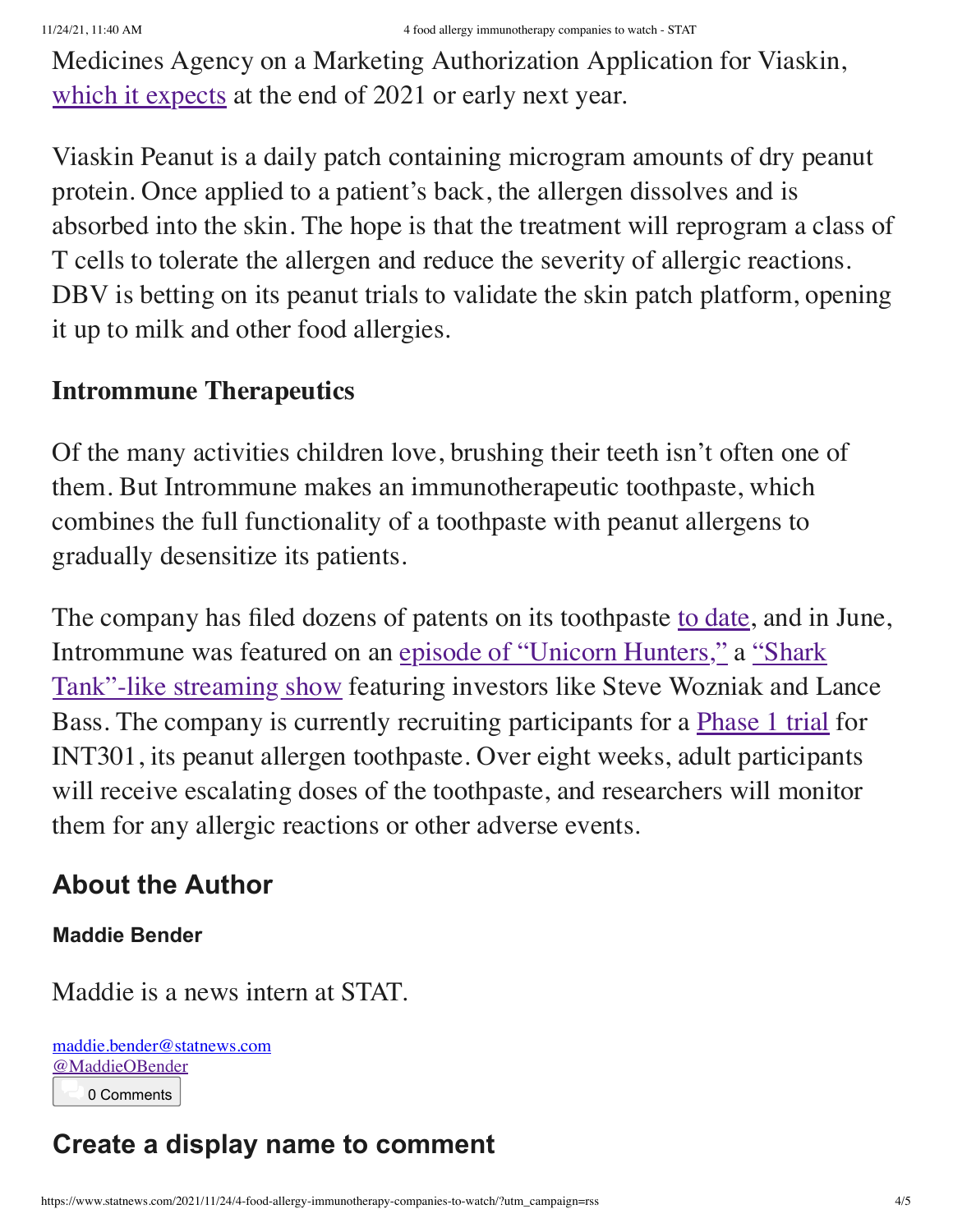Medicines Agency on a Marketing Authorization Application for Viaskin, [which it expects](#) at the end of 2021 or early next year.

Viaskin Peanut is a daily patch containing microgram amounts of dry peanut protein. Once applied to a patient's back, the allergen dissolves and is absorbed into the skin. The hope is that the treatment will reprogram a class of T cells to tolerate the allergen and reduce the severity of allergic reactions. DBV is betting on its peanut trials to validate the skin patch platform, opening it up to milk and other food allergies.

### Intrommune Therapeutics

Of the many activities children love, brushing their teeth isn't often one of them. But Intrommune makes an immunotherapeutic toothpaste, which combines the full functionality of a toothpaste with peanut allergens to gradually desensitize its patients.

The company has filed dozens of patents on its toothpaste [to date](#), and in June, Intrommune was featured on an [episode of "Unicorn Hunters,"](#) a ["Shark Tank"-like streaming show](#) featuring investors like Steve Wozniak and Lance Bass. The company is currently recruiting participants for a [Phase 1 trial](#) for INT301, its peanut allergen toothpaste. Over eight weeks, adult participants will receive escalating doses of the toothpaste, and researchers will monitor them for any allergic reactions or other adverse events.

## About the Author

### Maddie Bender

Maddie is a news intern at STAT.

[maddie.bender@statnews.com](mailto:maddie.bender@statnews.com)
[@MaddieOBender](#)

0 Comments

## Create a display name to comment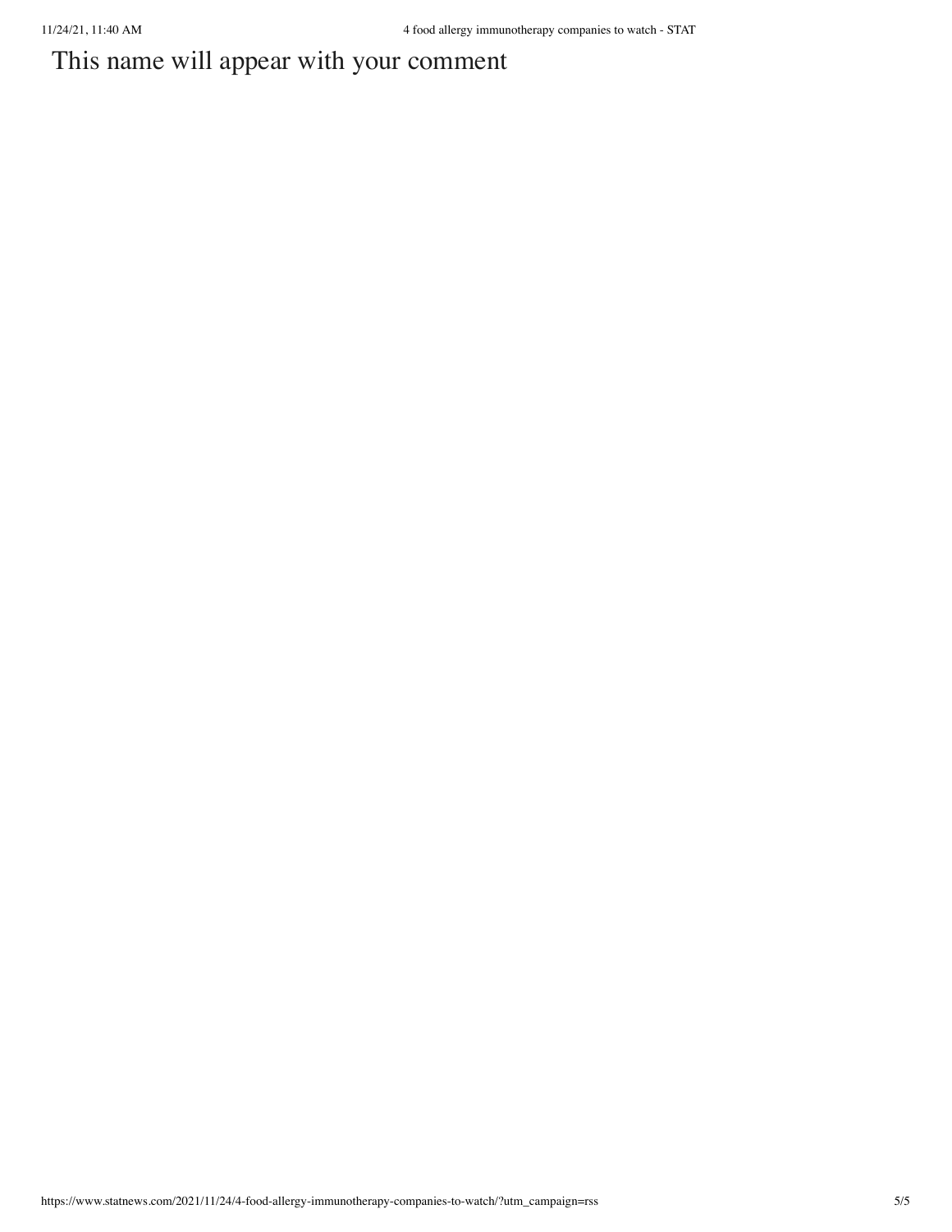This name will appear with your comment